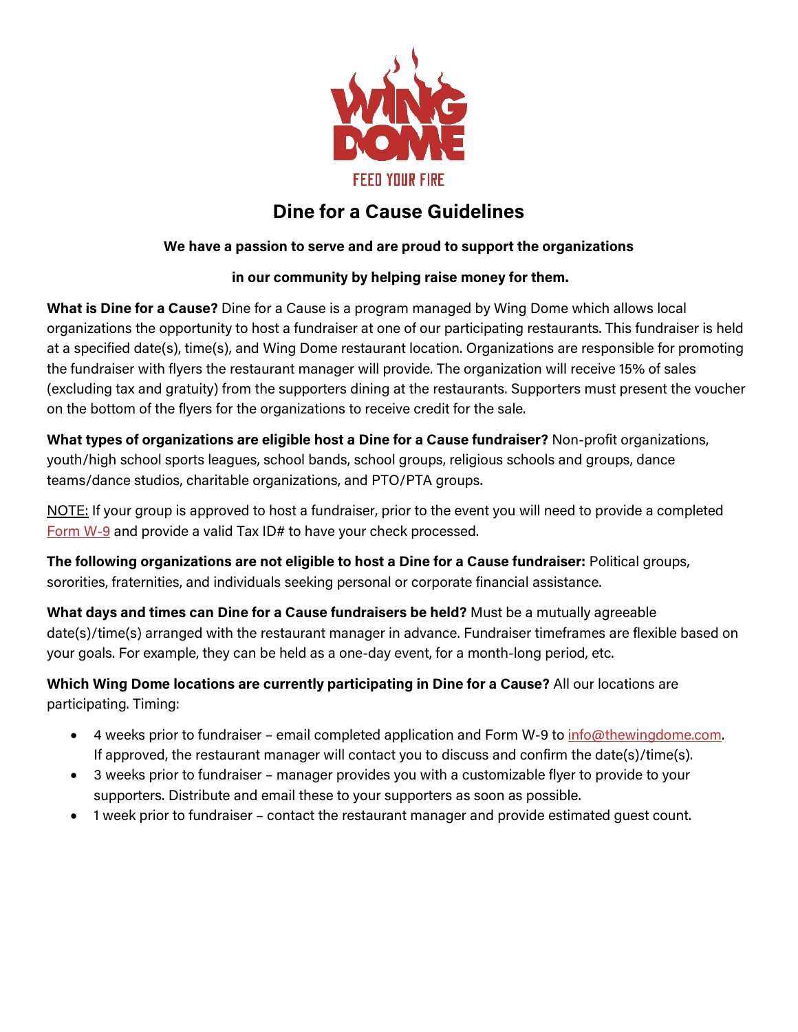# Dine for a Cause Guidelines

**We have a passion to serve and are proud to support the organizations**

**in our community by helping raise money for them.**

**What is Dine for a Cause?** Dine for a Cause is a program managed by Wing Dome which allows local organizations the opportunity to host a fundraiser at one of our participating restaurants. This fundraiser is held at a specified date(s), time(s), and Wing Dome restaurant location. Organizations are responsible for promoting the fundraiser with flyers the restaurant manager will provide. The organization will receive 15% of sales (excluding tax and gratuity) from the supporters dining at the restaurants. Supporters must present the voucher on the bottom of the flyers for the organizations to receive credit for the sale.

**What types of organizations are eligible host a Dine for a Cause fundraiser?** Non-profit organizations, youth/high school sports leagues, school bands, school groups, religious schools and groups, dance teams/dance studios, charitable organizations, and PTO/PTA groups.

NOTE: If your group is approved to host a fundraiser, prior to the event you will need to provide a completed Form W-9 and provide a valid Tax ID# to have your check processed.

**The following organizations are not eligible to host a Dine for a Cause fundraiser:** Political groups, sororities, fraternities, and individuals seeking personal or corporate financial assistance.

**What days and times can Dine for a Cause fundraisers be held?** Must be a mutually agreeable date(s)/time(s) arranged with the restaurant manager in advance. Fundraiser timeframes are flexible based on your goals. For example, they can be held as a one-day event, for a month-long period, etc.

**Which Wing Dome locations are currently participating in Dine for a Cause?** All our locations are participating. Timing:

- 4 weeks prior to fundraiser – email completed application and Form W-9 to info@thewingdome.com. If approved, the restaurant manager will contact you to discuss and confirm the date(s)/time(s).
- 3 weeks prior to fundraiser – manager provides you with a customizable flyer to provide to your supporters. Distribute and email these to your supporters as soon as possible.
- 1 week prior to fundraiser – contact the restaurant manager and provide estimated guest count.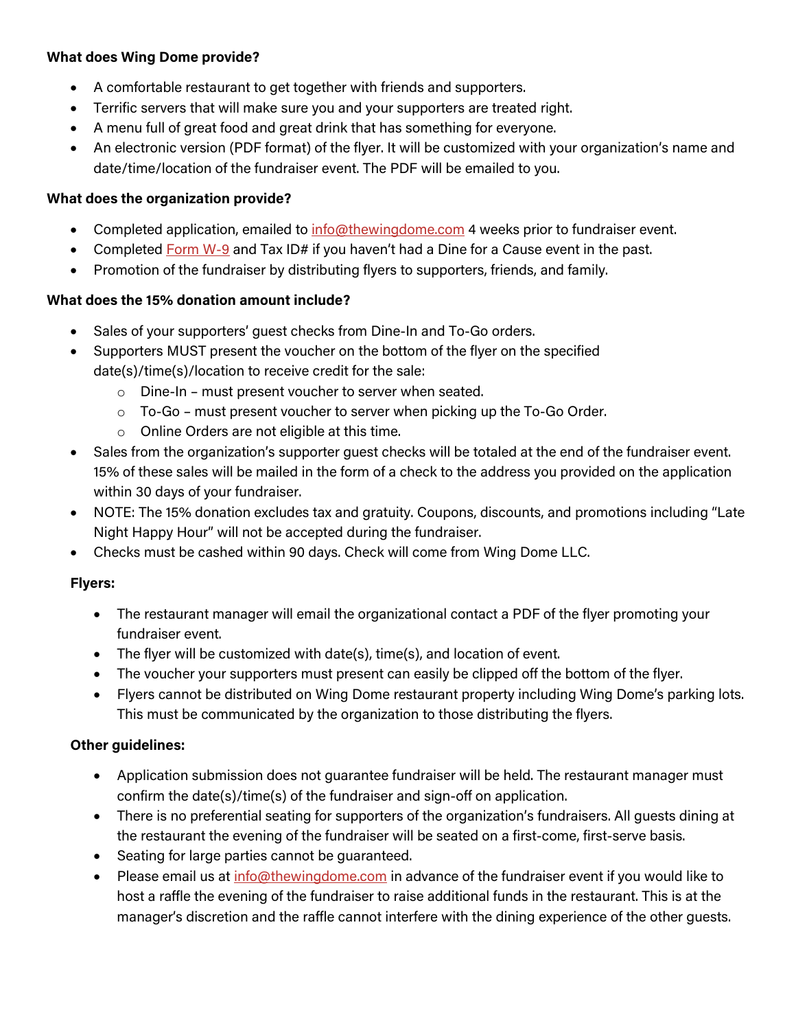**What does Wing Dome provide?**

- A comfortable restaurant to get together with friends and supporters.
- Terrific servers that will make sure you and your supporters are treated right.
- A menu full of great food and great drink that has something for everyone.
- An electronic version (PDF format) of the flyer. It will be customized with your organization's name and date/time/location of the fundraiser event. The PDF will be emailed to you.

**What does the organization provide?**

- Completed application, emailed to info@thewingdome.com 4 weeks prior to fundraiser event.
- Completed Form W-9 and Tax ID# if you haven't had a Dine for a Cause event in the past.
- Promotion of the fundraiser by distributing flyers to supporters, friends, and family.

**What does the 15% donation amount include?**

- Sales of your supporters' guest checks from Dine-In and To-Go orders.
- Supporters MUST present the voucher on the bottom of the flyer on the specified date(s)/time(s)/location to receive credit for the sale:
  - Dine-In – must present voucher to server when seated.
  - To-Go – must present voucher to server when picking up the To-Go Order.
  - Online Orders are not eligible at this time.
- Sales from the organization's supporter guest checks will be totaled at the end of the fundraiser event. 15% of these sales will be mailed in the form of a check to the address you provided on the application within 30 days of your fundraiser.
- NOTE: The 15% donation excludes tax and gratuity. Coupons, discounts, and promotions including "Late Night Happy Hour" will not be accepted during the fundraiser.
- Checks must be cashed within 90 days. Check will come from Wing Dome LLC.

**Flyers:**

- The restaurant manager will email the organizational contact a PDF of the flyer promoting your fundraiser event.
- The flyer will be customized with date(s), time(s), and location of event.
- The voucher your supporters must present can easily be clipped off the bottom of the flyer.
- Flyers cannot be distributed on Wing Dome restaurant property including Wing Dome's parking lots. This must be communicated by the organization to those distributing the flyers.

**Other guidelines:**

- Application submission does not guarantee fundraiser will be held. The restaurant manager must confirm the date(s)/time(s) of the fundraiser and sign-off on application.
- There is no preferential seating for supporters of the organization's fundraisers. All guests dining at the restaurant the evening of the fundraiser will be seated on a first-come, first-serve basis.
- Seating for large parties cannot be guaranteed.
- Please email us at info@thewingdome.com in advance of the fundraiser event if you would like to host a raffle the evening of the fundraiser to raise additional funds in the restaurant. This is at the manager's discretion and the raffle cannot interfere with the dining experience of the other guests.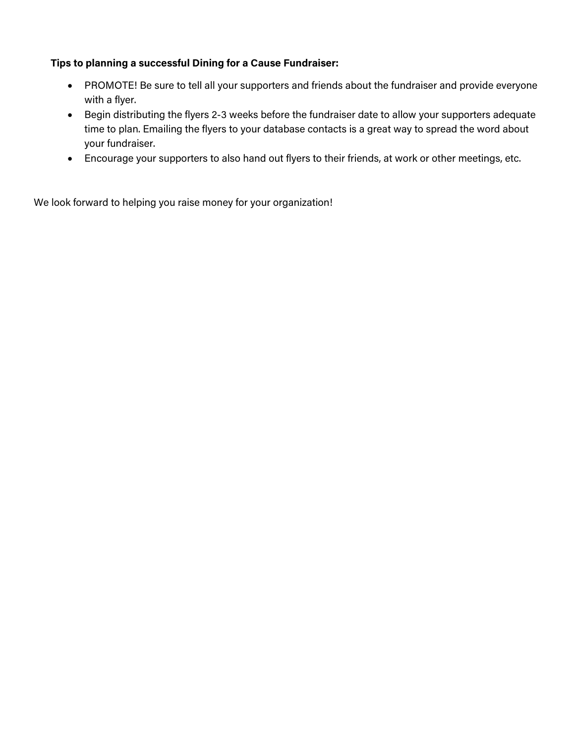**Tips to planning a successful Dining for a Cause Fundraiser:**

- PROMOTE! Be sure to tell all your supporters and friends about the fundraiser and provide everyone with a flyer.
- Begin distributing the flyers 2-3 weeks before the fundraiser date to allow your supporters adequate time to plan. Emailing the flyers to your database contacts is a great way to spread the word about your fundraiser.
- Encourage your supporters to also hand out flyers to their friends, at work or other meetings, etc.

We look forward to helping you raise money for your organization!